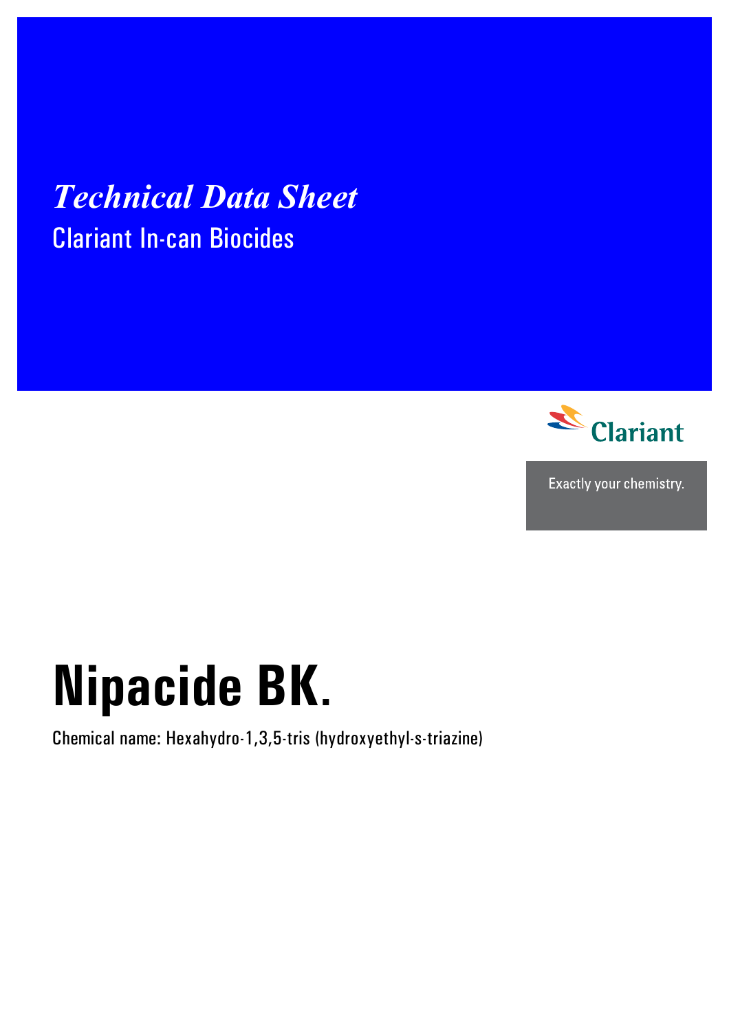*Technical Data Sheet*

Clariant In-can Biocides

Clariant

Exactly your chemistry.

# Nipacide BK.

Chemical name: Hexahydro-1,3,5-tris (hydroxyethyl-s-triazine)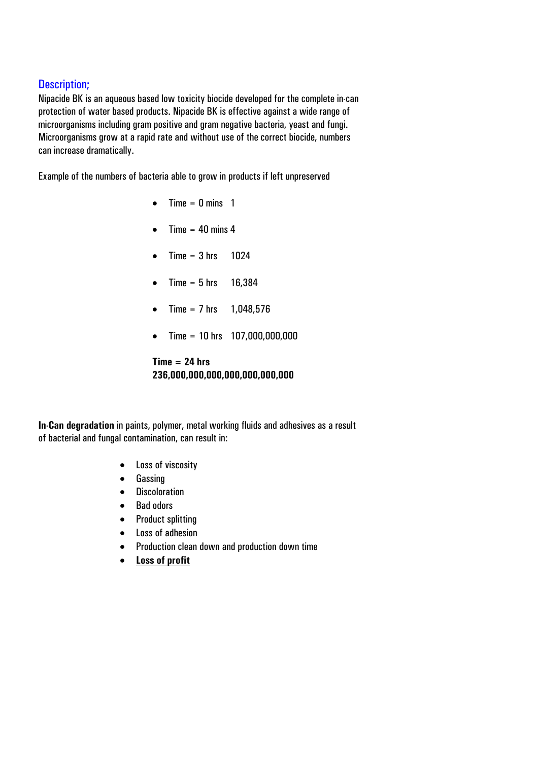## Description;

Nipacide BK is an aqueous based low toxicity biocide developed for the complete in-can protection of water based products. Nipacide BK is effective against a wide range of microorganisms including gram positive and gram negative bacteria, yeast and fungi. Microorganisms grow at a rapid rate and without use of the correct biocide, numbers can increase dramatically.

Example of the numbers of bacteria able to grow in products if left unpreserved

- Time = 0 mins 1
- Time = 40 mins 4
- Time = 3 hrs 1024
- Time = 5 hrs 16,384
- Time = 7 hrs 1,048,576
- Time = 10 hrs 107,000,000,000

**Time = 24 hrs**
**236,000,000,000,000,000,000,000**

**In-Can degradation** in paints, polymer, metal working fluids and adhesives as a result of bacterial and fungal contamination, can result in:

- Loss of viscosity
- Gassing
- Discoloration
- Bad odors
- Product splitting
- Loss of adhesion
- Production clean down and production down time
- **Loss of profit**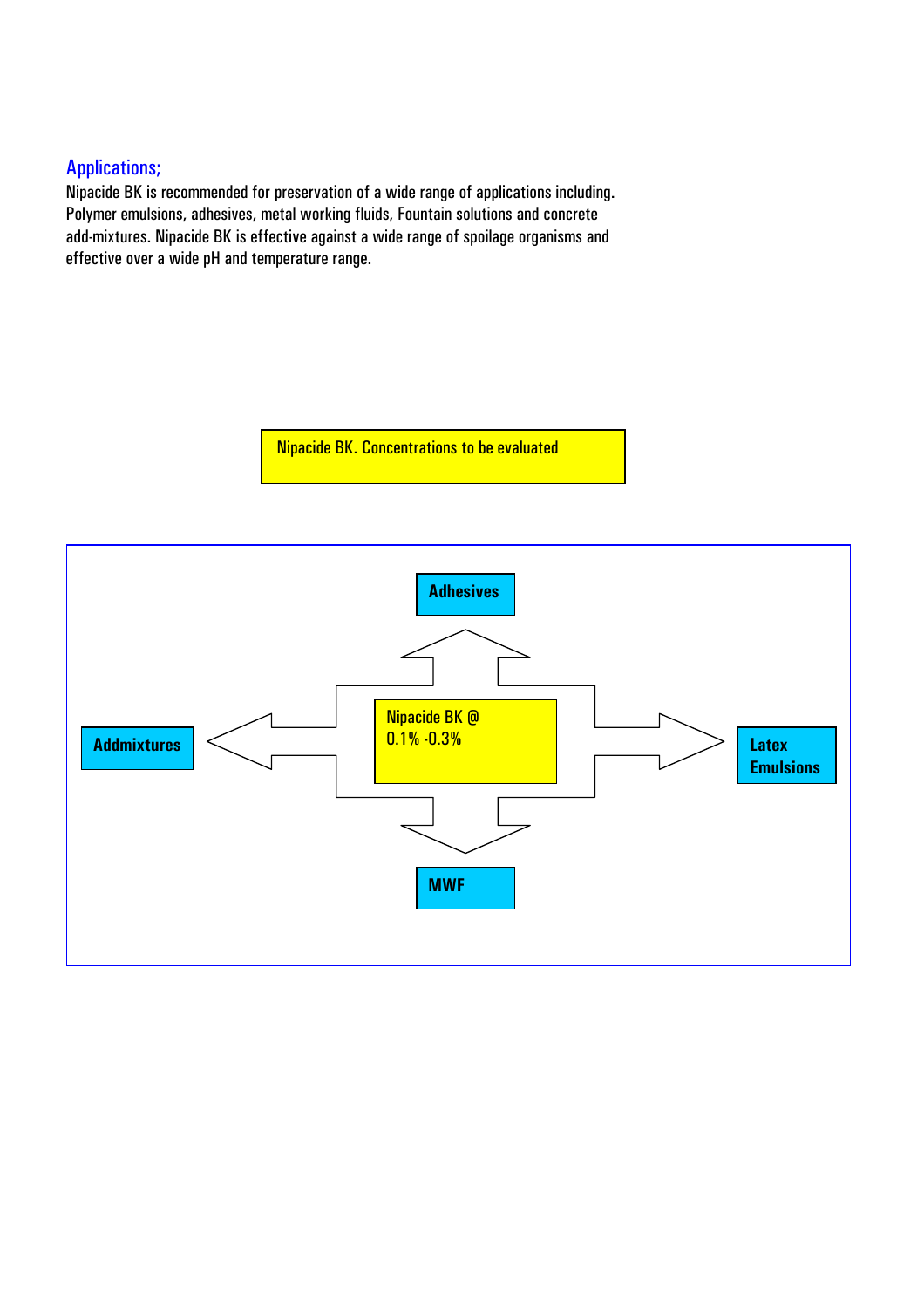## Applications;

Nipacide BK is recommended for preservation of a wide range of applications including. Polymer emulsions, adhesives, metal working fluids, Fountain solutions and concrete add-mixtures. Nipacide BK is effective against a wide range of spoilage organisms and effective over a wide pH and temperature range.

Nipacide BK. Concentrations to be evaluated

Nipacide BK @ 0.1% -0.3%

- Adhesives
- Latex Emulsions
- MWF
- Addmixtures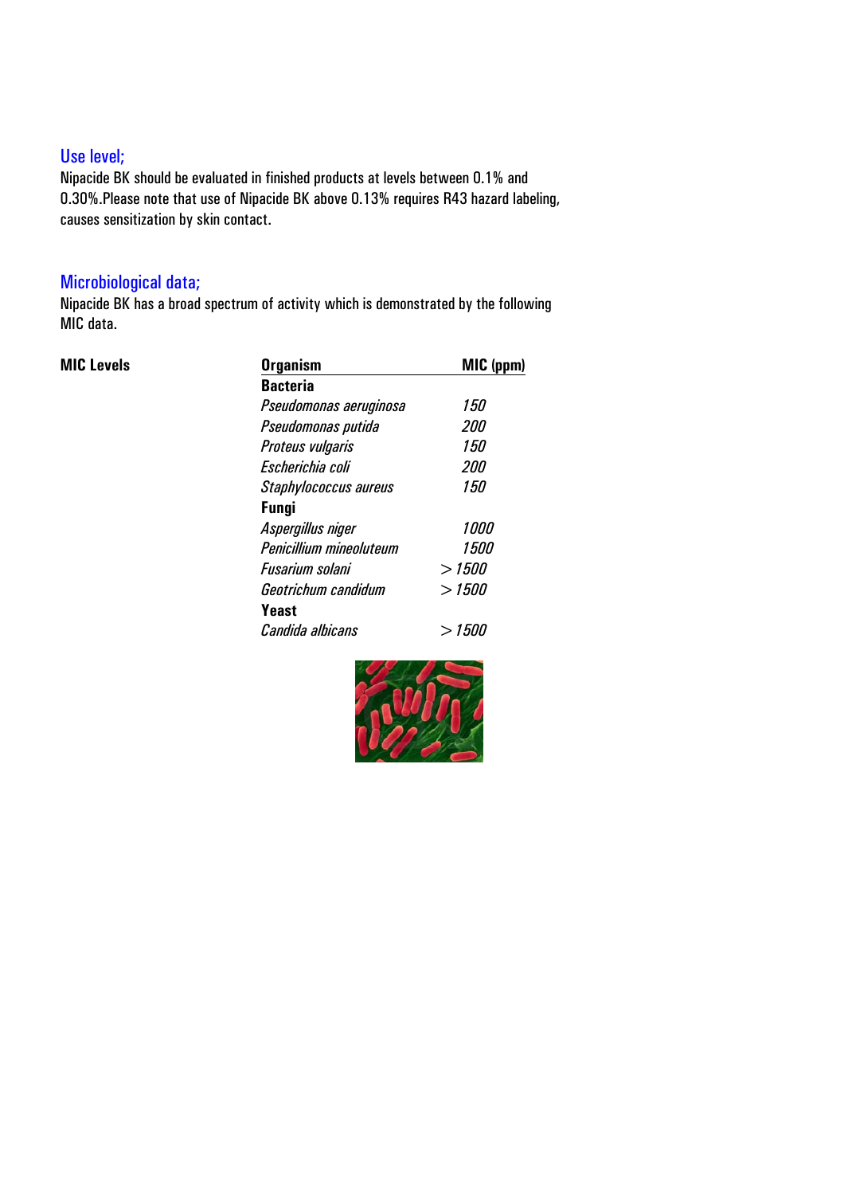## Use level;

Nipacide BK should be evaluated in finished products at levels between 0.1% and 0.30%.Please note that use of Nipacide BK above 0.13% requires R43 hazard labeling, causes sensitization by skin contact.

## Microbiological data;

Nipacide BK has a broad spectrum of activity which is demonstrated by the following MIC data.

**MIC Levels**

| Organism | MIC (ppm) |
|---|---|
| **Bacteria** | |
| *Pseudomonas aeruginosa* | *150* |
| *Pseudomonas putida* | *200* |
| *Proteus vulgaris* | *150* |
| *Escherichia coli* | *200* |
| *Staphylococcus aureus* | *150* |
| **Fungi** | |
| *Aspergillus niger* | *1000* |
| *Penicillium mineoluteum* | *1500* |
| *Fusarium solani* | *> 1500* |
| *Geotrichum candidum* | *> 1500* |
| **Yeast** | |
| *Candida albicans* | *> 1500* |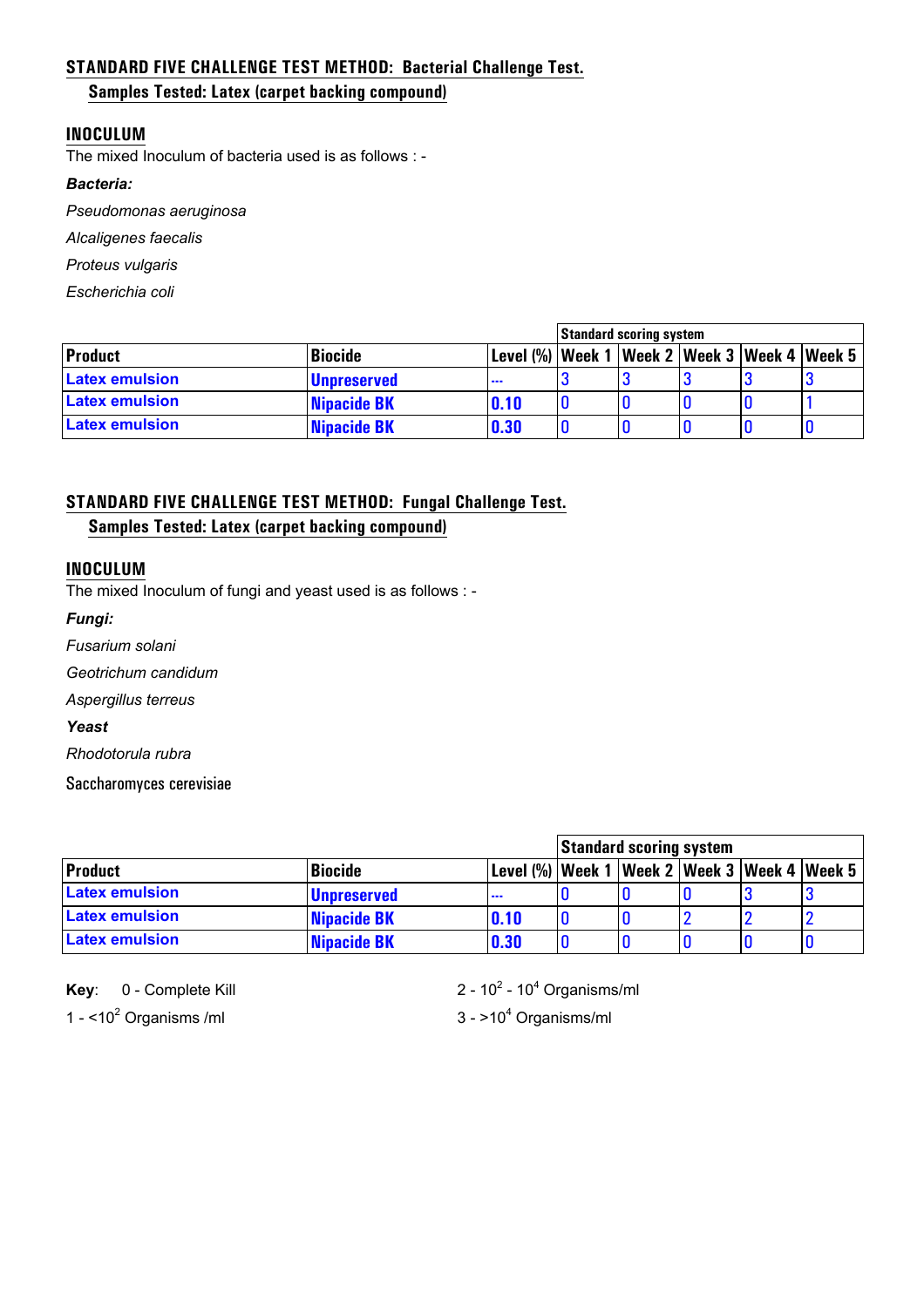## STANDARD FIVE CHALLENGE TEST METHOD: Bacterial Challenge Test.

### Samples Tested: Latex (carpet backing compound)

**INOCULUM**

The mixed Inoculum of bacteria used is as follows : -

***Bacteria:***

*Pseudomonas aeruginosa*

*Alcaligenes faecalis*

*Proteus vulgaris*

*Escherichia coli*

| | | | Standard scoring system | | | | |
|---|---|---|---|---|---|---|---|
| **Product** | **Biocide** | **Level (%)** | **Week 1** | **Week 2** | **Week 3** | **Week 4** | **Week 5** |
| Latex emulsion | Unpreserved | --- | 3 | 3 | 3 | 3 | 3 |
| Latex emulsion | Nipacide BK | 0.10 | 0 | 0 | 0 | 0 | 1 |
| Latex emulsion | Nipacide BK | 0.30 | 0 | 0 | 0 | 0 | 0 |

## STANDARD FIVE CHALLENGE TEST METHOD: Fungal Challenge Test.

### Samples Tested: Latex (carpet backing compound)

**INOCULUM**

The mixed Inoculum of fungi and yeast used is as follows : -

***Fungi:***

*Fusarium solani*

*Geotrichum candidum*

*Aspergillus terreus*

***Yeast***

*Rhodotorula rubra*

Saccharomyces cerevisiae

| | | | Standard scoring system | | | | |
|---|---|---|---|---|---|---|---|
| **Product** | **Biocide** | **Level (%)** | **Week 1** | **Week 2** | **Week 3** | **Week 4** | **Week 5** |
| Latex emulsion | Unpreserved | --- | 0 | 0 | 0 | 3 | 3 |
| Latex emulsion | Nipacide BK | 0.10 | 0 | 0 | 2 | 2 | 2 |
| Latex emulsion | Nipacide BK | 0.30 | 0 | 0 | 0 | 0 | 0 |

**Key**: 0 - Complete Kill

1 - $<10^2$ Organisms /ml

2 - $10^2$ - $10^4$ Organisms/ml

3 - $>10^4$ Organisms/ml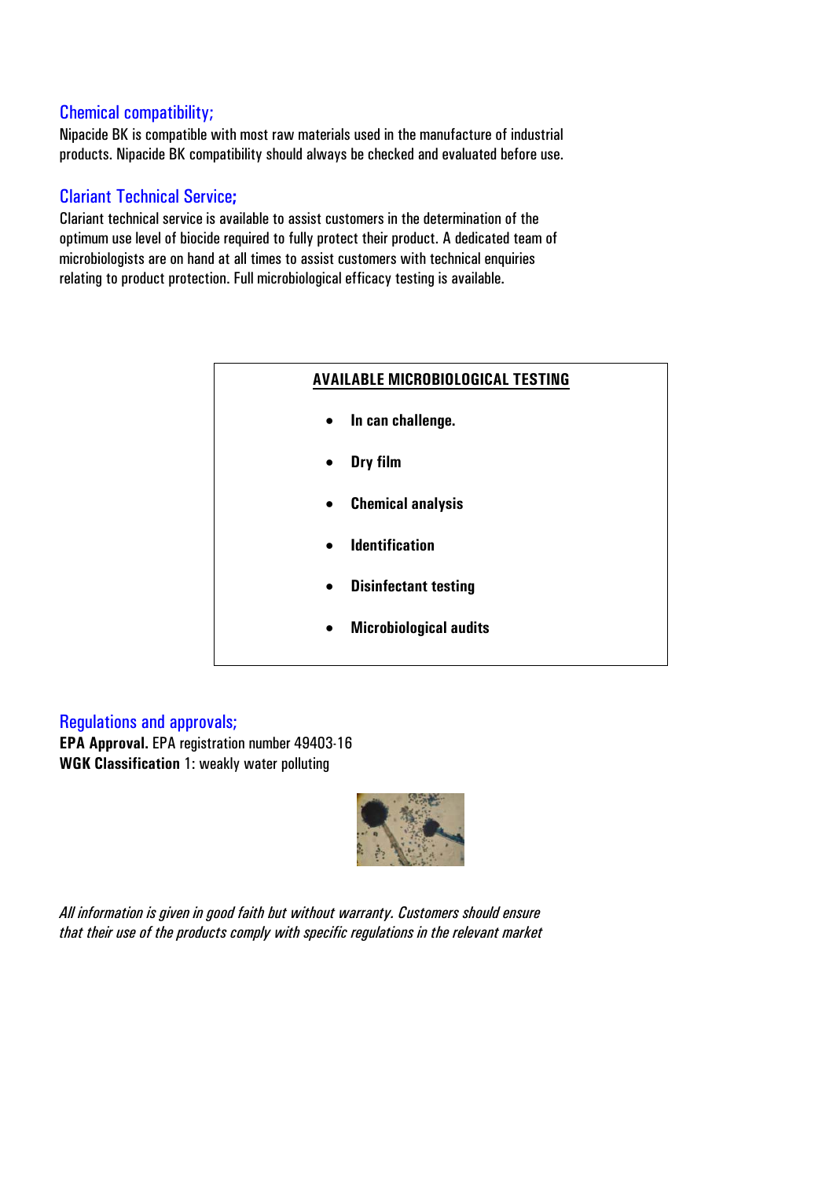## Chemical compatibility;

Nipacide BK is compatible with most raw materials used in the manufacture of industrial products. Nipacide BK compatibility should always be checked and evaluated before use.

## Clariant Technical Service;

Clariant technical service is available to assist customers in the determination of the optimum use level of biocide required to fully protect their product. A dedicated team of microbiologists are on hand at all times to assist customers with technical enquiries relating to product protection. Full microbiological efficacy testing is available.

**AVAILABLE MICROBIOLOGICAL TESTING**

- **In can challenge.**
- **Dry film**
- **Chemical analysis**
- **Identification**
- **Disinfectant testing**
- **Microbiological audits**

## Regulations and approvals;

**EPA Approval.** EPA registration number 49403-16
**WGK Classification** 1: weakly water polluting

*All information is given in good faith but without warranty. Customers should ensure that their use of the products comply with specific regulations in the relevant market*